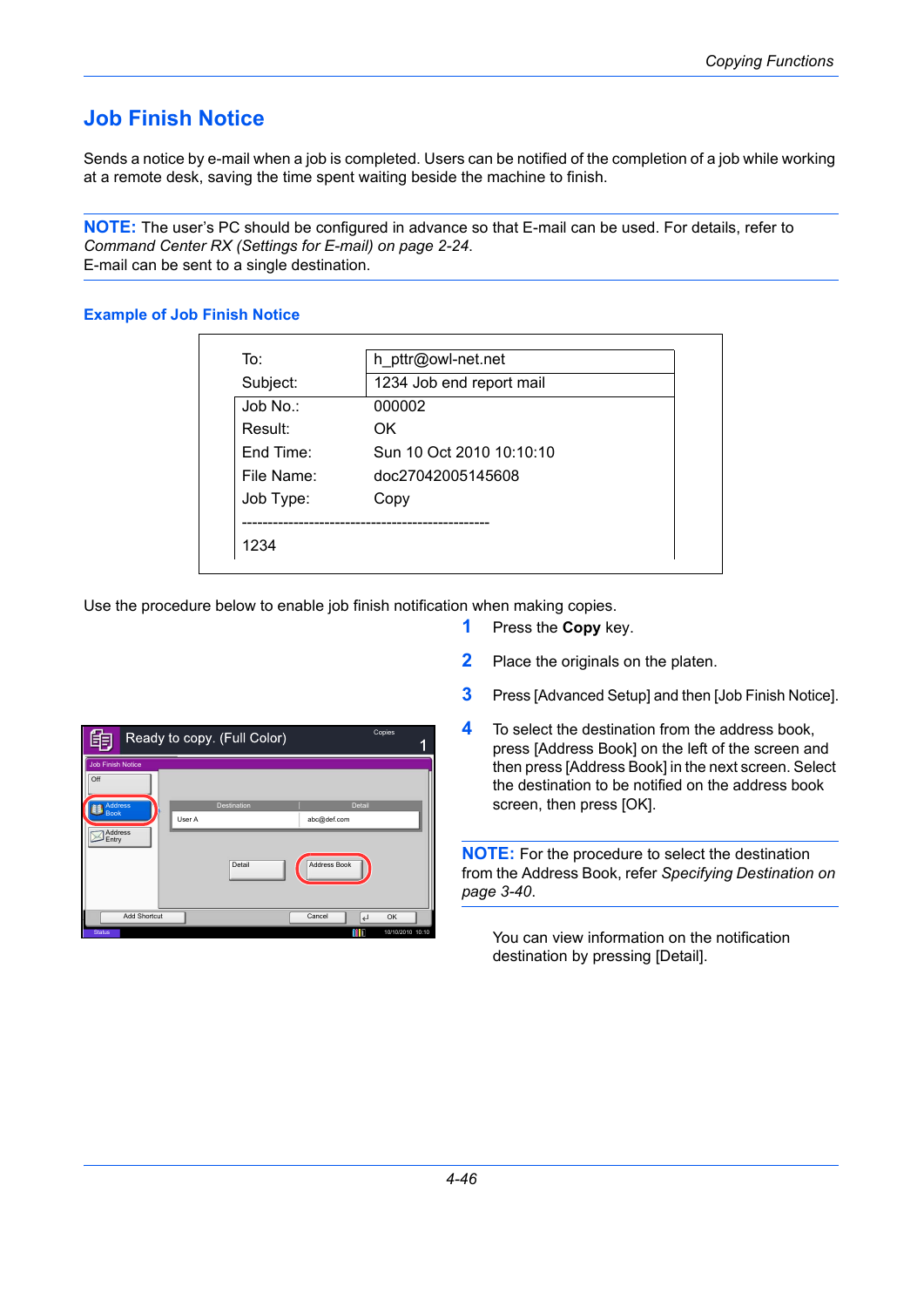# Job Finish Notice

Sends a notice by e-mail when a job is completed. Users can be notified of the completion of a job while working at a remote desk, saving the time spent waiting beside the machine to finish.

**NOTE:** The user's PC should be configured in advance so that E-mail can be used. For details, refer to *Command Center RX (Settings for E-mail) on page 2-24*.
E-mail can be sent to a single destination.

### Example of Job Finish Notice

| | |
|---|---|
| To: | h_pttr@owl-net.net |
| Subject: | 1234 Job end report mail |
| Job No.: | 000002 |
| Result: | OK |
| End Time: | Sun 10 Oct 2010 10:10:10 |
| File Name: | doc27042005145608 |
| Job Type: | Copy |

-------------------------------------------------

1234

Use the procedure below to enable job finish notification when making copies.

1. Press the **Copy** key.
2. Place the originals on the platen.
3. Press [Advanced Setup] and then [Job Finish Notice].
4. To select the destination from the address book, press [Address Book] on the left of the screen and then press [Address Book] in the next screen. Select the destination to be notified on the address book screen, then press [OK].

**NOTE:** For the procedure to select the destination from the Address Book, refer *Specifying Destination on page 3-40*.

You can view information on the notification destination by pressing [Detail].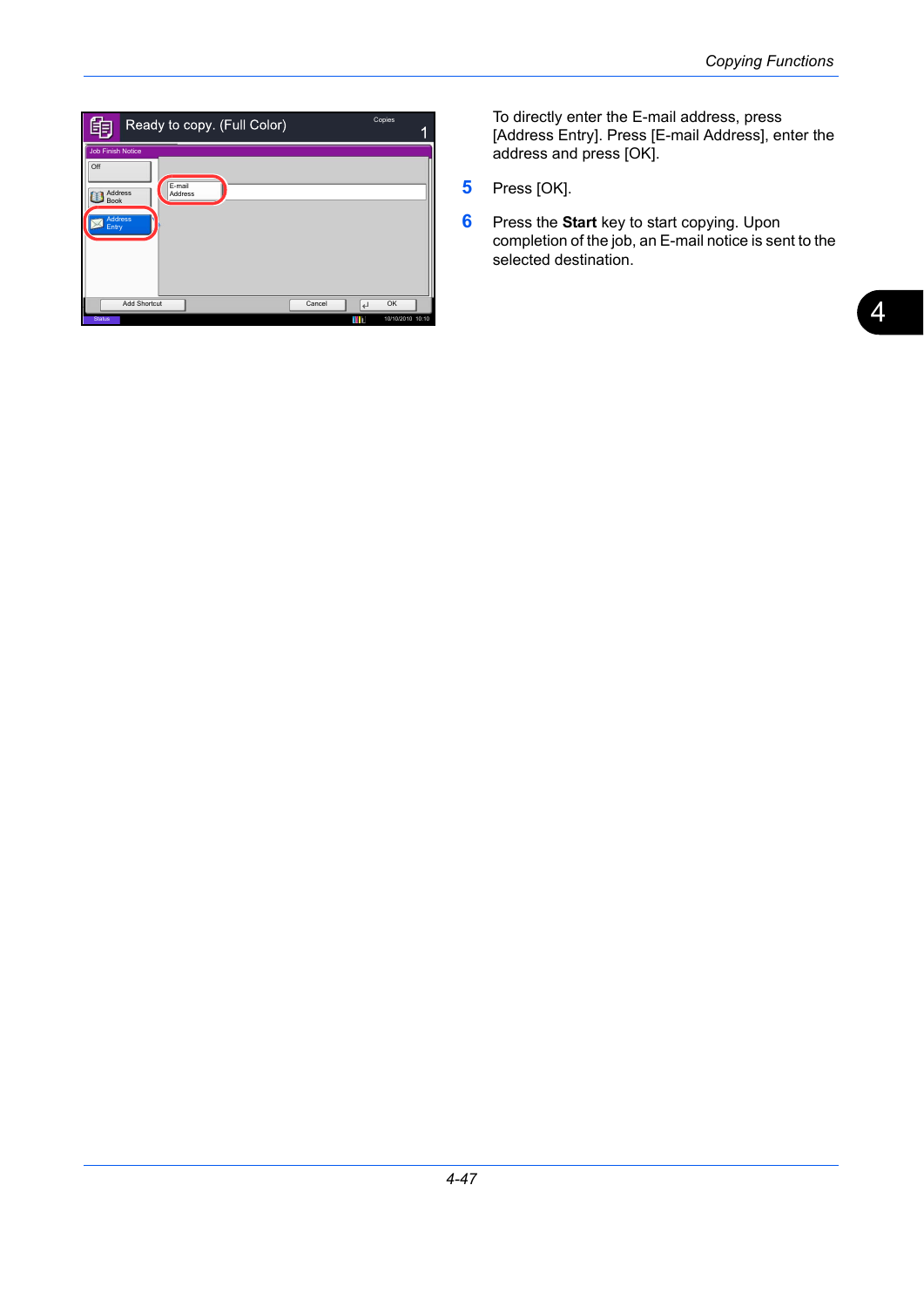To directly enter the E-mail address, press [Address Entry]. Press [E-mail Address], enter the address and press [OK].

5 Press [OK].

6 Press the **Start** key to start copying. Upon completion of the job, an E-mail notice is sent to the selected destination.